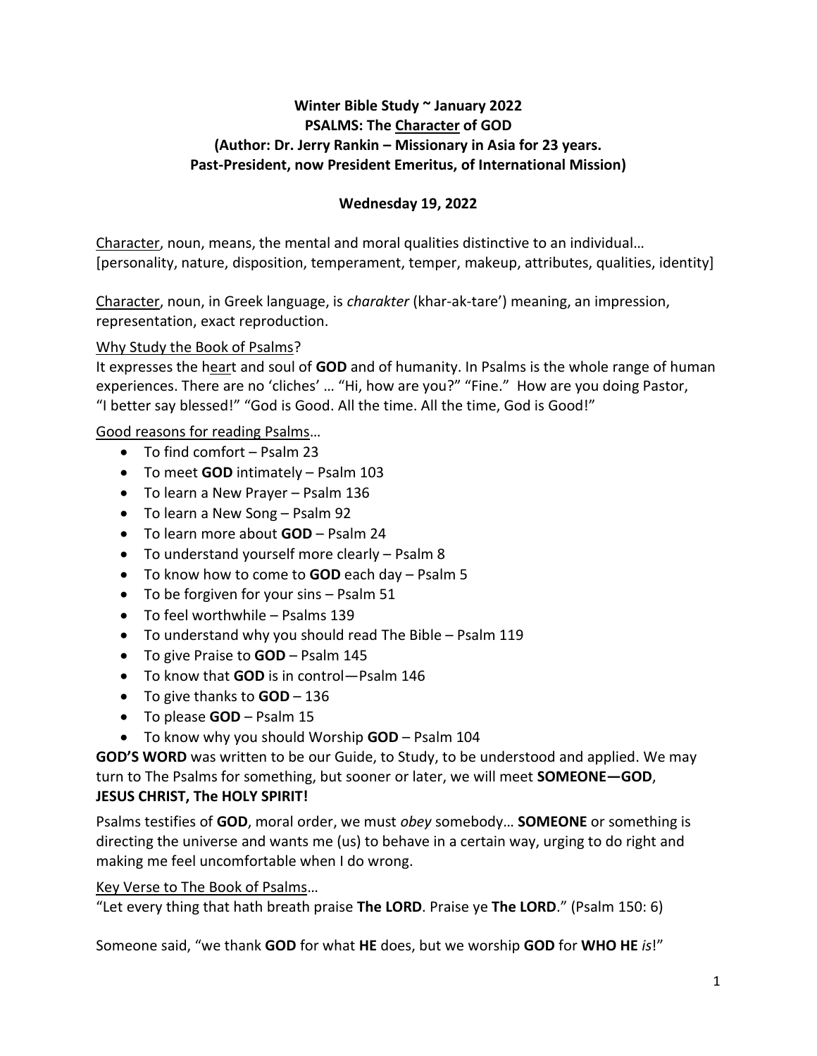**Winter Bible Study ~ January 2022**
**PSALMS: The Character of GOD**
**(Author: Dr. Jerry Rankin – Missionary in Asia for 23 years.**
**Past-President, now President Emeritus, of International Mission)**

**Wednesday 19, 2022**

Character, noun, means, the mental and moral qualities distinctive to an individual… [personality, nature, disposition, temperament, temper, makeup, attributes, qualities, identity]

Character, noun, in Greek language, is *charakter* (khar-ak-tare') meaning, an impression, representation, exact reproduction.

Why Study the Book of Psalms?

It expresses the heart and soul of **GOD** and of humanity. In Psalms is the whole range of human experiences. There are no 'cliches' … "Hi, how are you?" "Fine." How are you doing Pastor, "I better say blessed!" "God is Good. All the time. All the time, God is Good!"

Good reasons for reading Psalms…

- To find comfort – Psalm 23
- To meet **GOD** intimately – Psalm 103
- To learn a New Prayer – Psalm 136
- To learn a New Song – Psalm 92
- To learn more about **GOD** – Psalm 24
- To understand yourself more clearly – Psalm 8
- To know how to come to **GOD** each day – Psalm 5
- To be forgiven for your sins – Psalm 51
- To feel worthwhile – Psalms 139
- To understand why you should read The Bible – Psalm 119
- To give Praise to **GOD** – Psalm 145
- To know that **GOD** is in control—Psalm 146
- To give thanks to **GOD** – 136
- To please **GOD** – Psalm 15
- To know why you should Worship **GOD** – Psalm 104

**GOD'S WORD** was written to be our Guide, to Study, to be understood and applied. We may turn to The Psalms for something, but sooner or later, we will meet **SOMEONE—GOD**, **JESUS CHRIST, The HOLY SPIRIT!**

Psalms testifies of **GOD**, moral order, we must *obey* somebody… **SOMEONE** or something is directing the universe and wants me (us) to behave in a certain way, urging to do right and making me feel uncomfortable when I do wrong.

Key Verse to The Book of Psalms…

"Let every thing that hath breath praise **The LORD**. Praise ye **The LORD**." (Psalm 150: 6)

Someone said, "we thank **GOD** for what **HE** does, but we worship **GOD** for **WHO HE** *is*!"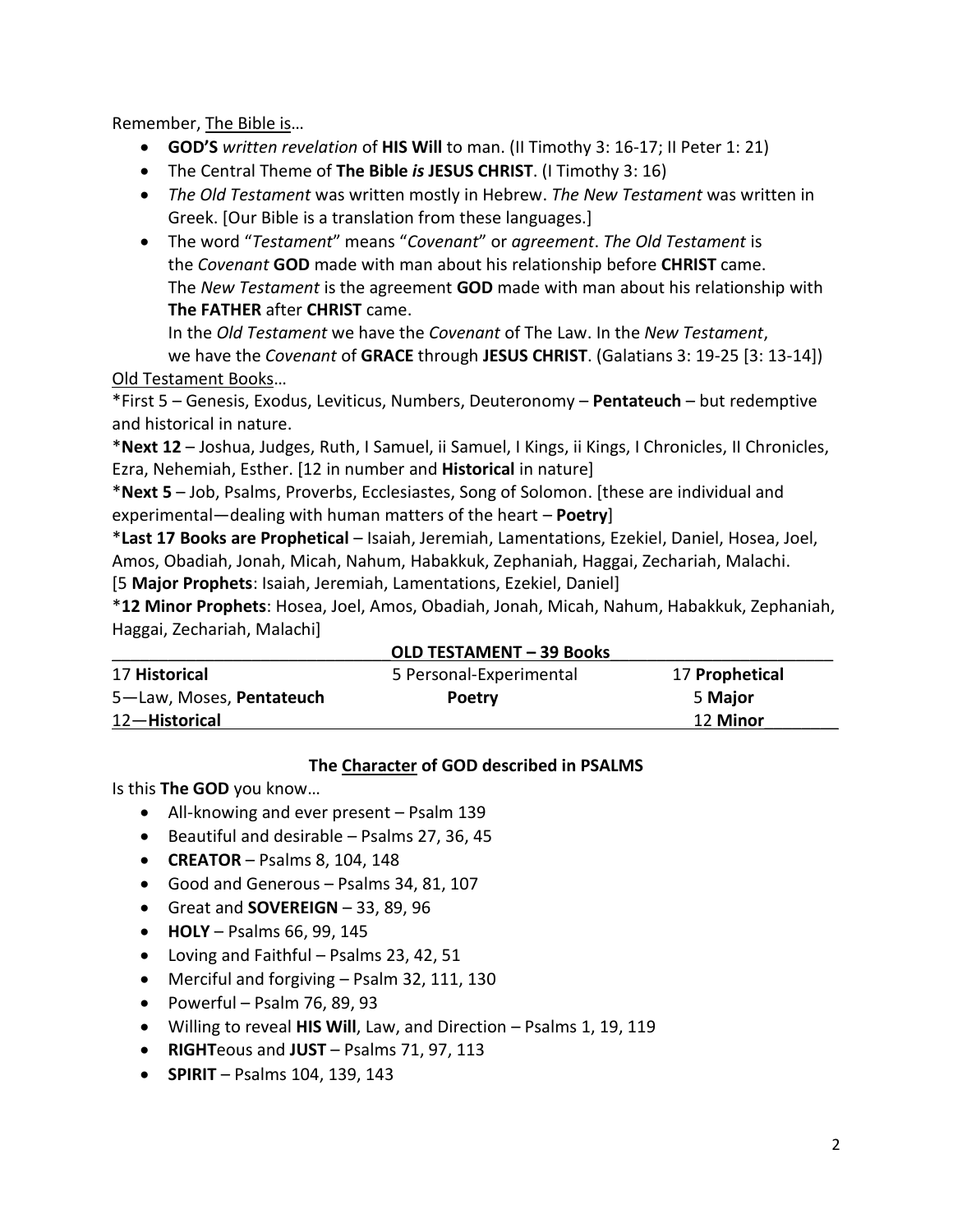Remember, <u>The Bible is</u>…

- **GOD'S** *written revelation* of **HIS Will** to man. (II Timothy 3: 16-17; II Peter 1: 21)
- The Central Theme of **The Bible *is* JESUS CHRIST**. (I Timothy 3: 16)
- *The Old Testament* was written mostly in Hebrew. *The New Testament* was written in Greek. [Our Bible is a translation from these languages.]
- The word "*Testament*" means "*Covenant*" or *agreement*. *The Old Testament* is the *Covenant* **GOD** made with man about his relationship before **CHRIST** came. The *New Testament* is the agreement **GOD** made with man about his relationship with **The FATHER** after **CHRIST** came.
  In the *Old Testament* we have the *Covenant* of The Law. In the *New Testament*, we have the *Covenant* of **GRACE** through **JESUS CHRIST**. (Galatians 3: 19-25 [3: 13-14])

<u>Old Testament Books</u>…

*First 5 – Genesis, Exodus, Leviticus, Numbers, Deuteronomy – **Pentateuch** – but redemptive and historical in nature.

***Next 12** – Joshua, Judges, Ruth, I Samuel, ii Samuel, I Kings, ii Kings, I Chronicles, II Chronicles, Ezra, Nehemiah, Esther. [12 in number and **Historical** in nature]

***Next 5** – Job, Psalms, Proverbs, Ecclesiastes, Song of Solomon. [these are individual and experimental—dealing with human matters of the heart – **Poetry**]

***Last 17 Books are Prophetical** – Isaiah, Jeremiah, Lamentations, Ezekiel, Daniel, Hosea, Joel, Amos, Obadiah, Jonah, Micah, Nahum, Habakkuk, Zephaniah, Haggai, Zechariah, Malachi.
[5 **Major Prophets**: Isaiah, Jeremiah, Lamentations, Ezekiel, Daniel]

***12 Minor Prophets**: Hosea, Joel, Amos, Obadiah, Jonah, Micah, Nahum, Habakkuk, Zephaniah, Haggai, Zechariah, Malachi]

| | **OLD TESTAMENT – 39 Books** | |
|---|---|---|
| 17 **Historical** | 5 Personal-Experimental | 17 **Prophetical** |
| 5—Law, Moses, **Pentateuch** | **Poetry** | 5 **Major** |
| 12—**Historical** | | 12 **Minor** |

### The <u>Character</u> of GOD described in PSALMS

Is this **The GOD** you know…

- All-knowing and ever present – Psalm 139
- Beautiful and desirable – Psalms 27, 36, 45
- **CREATOR** – Psalms 8, 104, 148
- Good and Generous – Psalms 34, 81, 107
- Great and **SOVEREIGN** – 33, 89, 96
- **HOLY** – Psalms 66, 99, 145
- Loving and Faithful – Psalms 23, 42, 51
- Merciful and forgiving – Psalm 32, 111, 130
- Powerful – Psalm 76, 89, 93
- Willing to reveal **HIS Will**, Law, and Direction – Psalms 1, 19, 119
- **RIGHT**eous and **JUST** – Psalms 71, 97, 113
- **SPIRIT** – Psalms 104, 139, 143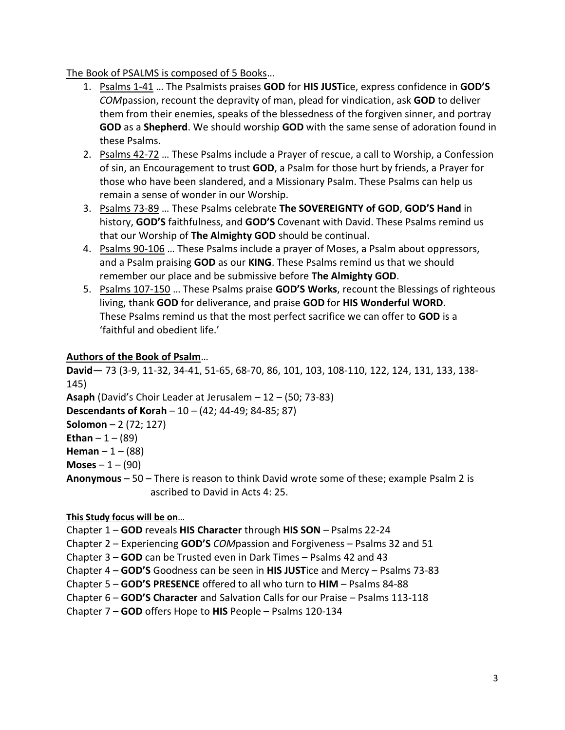The Book of PSALMS is composed of 5 Books…

1. Psalms 1-41 … The Psalmists praises **GOD** for **HIS JUSTi**ce, express confidence in **GOD'S** *COM*passion, recount the depravity of man, plead for vindication, ask **GOD** to deliver them from their enemies, speaks of the blessedness of the forgiven sinner, and portray **GOD** as a **Shepherd**. We should worship **GOD** with the same sense of adoration found in these Psalms.
2. Psalms 42-72 … These Psalms include a Prayer of rescue, a call to Worship, a Confession of sin, an Encouragement to trust **GOD**, a Psalm for those hurt by friends, a Prayer for those who have been slandered, and a Missionary Psalm. These Psalms can help us remain a sense of wonder in our Worship.
3. Psalms 73-89 … These Psalms celebrate **The SOVEREIGNTY of GOD**, **GOD'S Hand** in history, **GOD'S** faithfulness, and **GOD'S** Covenant with David. These Psalms remind us that our Worship of **The Almighty GOD** should be continual.
4. Psalms 90-106 … These Psalms include a prayer of Moses, a Psalm about oppressors, and a Psalm praising **GOD** as our **KING**. These Psalms remind us that we should remember our place and be submissive before **The Almighty GOD**.
5. Psalms 107-150 … These Psalms praise **GOD'S Works**, recount the Blessings of righteous living, thank **GOD** for deliverance, and praise **GOD** for **HIS Wonderful WORD**. These Psalms remind us that the most perfect sacrifice we can offer to **GOD** is a 'faithful and obedient life.'

**Authors of the Book of Psalm**…

**David**— 73 (3-9, 11-32, 34-41, 51-65, 68-70, 86, 101, 103, 108-110, 122, 124, 131, 133, 138-145)
**Asaph** (David's Choir Leader at Jerusalem – 12 – (50; 73-83)
**Descendants of Korah** – 10 – (42; 44-49; 84-85; 87)
**Solomon** – 2 (72; 127)
**Ethan** – 1 – (89)
**Heman** – 1 – (88)
**Moses** – 1 – (90)
**Anonymous** – 50 – There is reason to think David wrote some of these; example Psalm 2 is ascribed to David in Acts 4: 25.

**This Study focus will be on**…

Chapter 1 – **GOD** reveals **HIS Character** through **HIS SON** – Psalms 22-24
Chapter 2 – Experiencing **GOD'S** *COM*passion and Forgiveness – Psalms 32 and 51
Chapter 3 – **GOD** can be Trusted even in Dark Times – Psalms 42 and 43
Chapter 4 – **GOD'S** Goodness can be seen in **HIS JUST**ice and Mercy – Psalms 73-83
Chapter 5 – **GOD'S PRESENCE** offered to all who turn to **HIM** – Psalms 84-88
Chapter 6 – **GOD'S Character** and Salvation Calls for our Praise – Psalms 113-118
Chapter 7 – **GOD** offers Hope to **HIS** People – Psalms 120-134